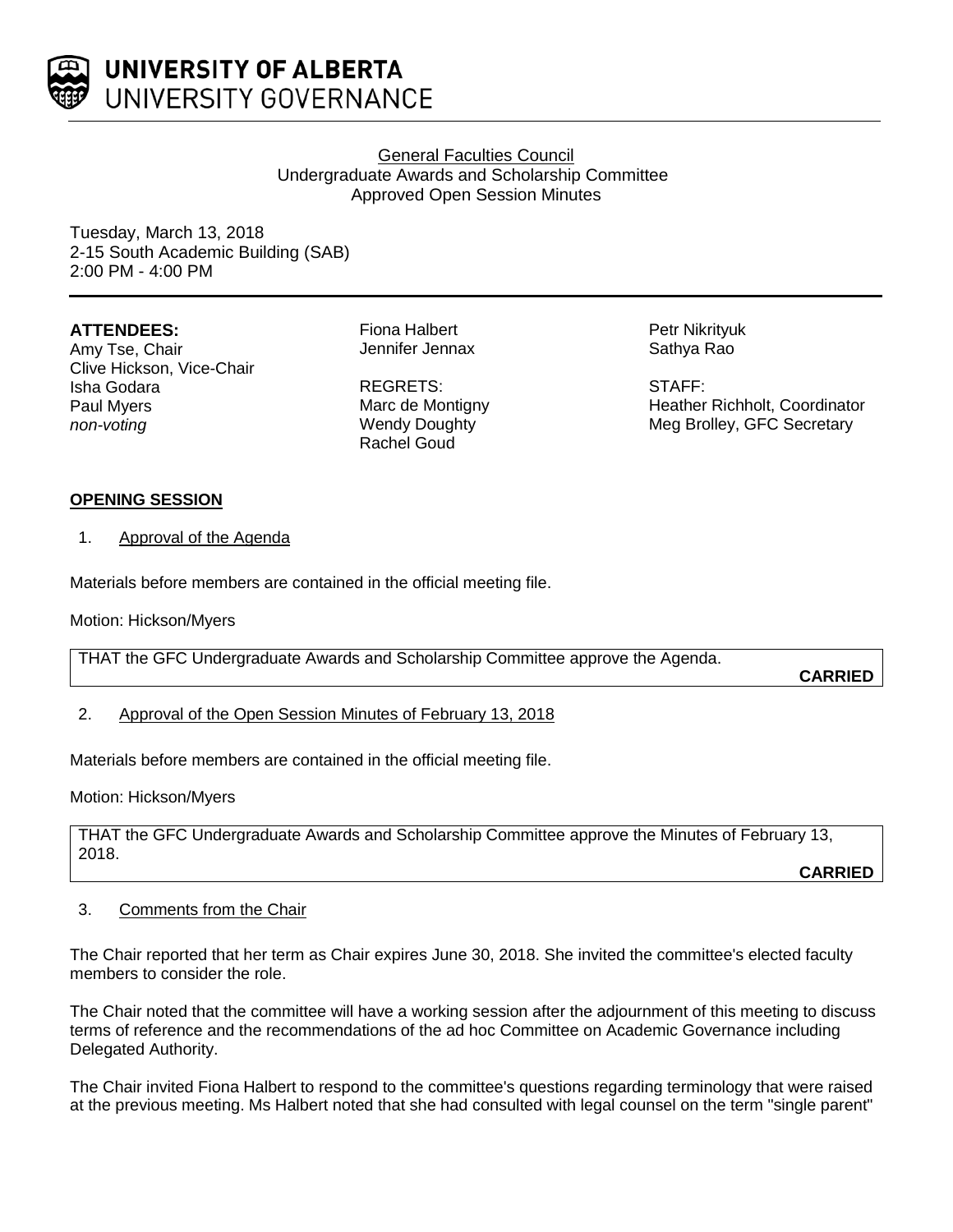# UNIVERSITY OF ALBERTA
UNIVERSITY GOVERNANCE

General Faculties Council
Undergraduate Awards and Scholarship Committee
Approved Open Session Minutes

Tuesday, March 13, 2018
2-15 South Academic Building (SAB)
2:00 PM - 4:00 PM

**ATTENDEES:**
Amy Tse, Chair
Clive Hickson, Vice-Chair
Isha Godara
Paul Myers
*non-voting*

Fiona Halbert
Jennifer Jennax

REGRETS:
Marc de Montigny
Wendy Doughty
Rachel Goud

Petr Nikrityuk
Sathya Rao

STAFF:
Heather Richholt, Coordinator
Meg Brolley, GFC Secretary

## OPENING SESSION

1. Approval of the Agenda

Materials before members are contained in the official meeting file.

Motion: Hickson/Myers

THAT the GFC Undergraduate Awards and Scholarship Committee approve the Agenda.

**CARRIED**

2. Approval of the Open Session Minutes of February 13, 2018

Materials before members are contained in the official meeting file.

Motion: Hickson/Myers

THAT the GFC Undergraduate Awards and Scholarship Committee approve the Minutes of February 13, 2018.

**CARRIED**

3. Comments from the Chair

The Chair reported that her term as Chair expires June 30, 2018. She invited the committee's elected faculty members to consider the role.

The Chair noted that the committee will have a working session after the adjournment of this meeting to discuss terms of reference and the recommendations of the ad hoc Committee on Academic Governance including Delegated Authority.

The Chair invited Fiona Halbert to respond to the committee's questions regarding terminology that were raised at the previous meeting. Ms Halbert noted that she had consulted with legal counsel on the term "single parent"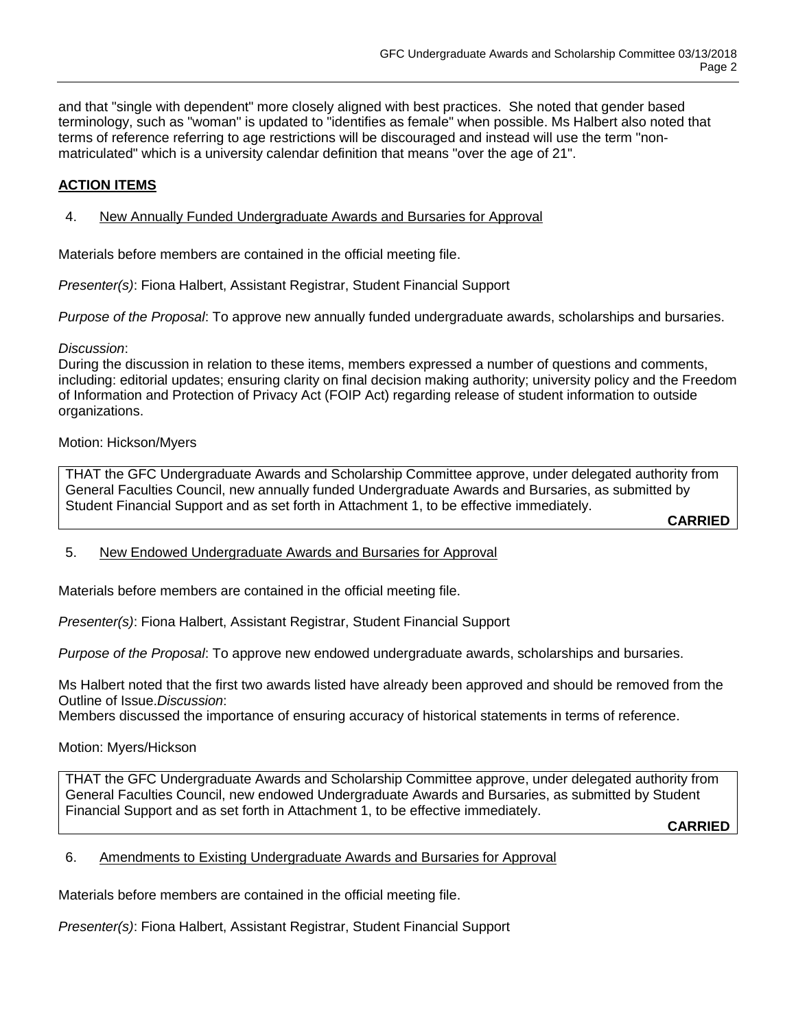and that "single with dependent" more closely aligned with best practices. She noted that gender based terminology, such as "woman" is updated to "identifies as female" when possible. Ms Halbert also noted that terms of reference referring to age restrictions will be discouraged and instead will use the term "non-matriculated" which is a university calendar definition that means "over the age of 21".

## ACTION ITEMS

4. New Annually Funded Undergraduate Awards and Bursaries for Approval

Materials before members are contained in the official meeting file.

*Presenter(s)*: Fiona Halbert, Assistant Registrar, Student Financial Support

*Purpose of the Proposal*: To approve new annually funded undergraduate awards, scholarships and bursaries.

*Discussion*:
During the discussion in relation to these items, members expressed a number of questions and comments, including: editorial updates; ensuring clarity on final decision making authority; university policy and the Freedom of Information and Protection of Privacy Act (FOIP Act) regarding release of student information to outside organizations.

Motion: Hickson/Myers

THAT the GFC Undergraduate Awards and Scholarship Committee approve, under delegated authority from General Faculties Council, new annually funded Undergraduate Awards and Bursaries, as submitted by Student Financial Support and as set forth in Attachment 1, to be effective immediately.

**CARRIED**

5. New Endowed Undergraduate Awards and Bursaries for Approval

Materials before members are contained in the official meeting file.

*Presenter(s)*: Fiona Halbert, Assistant Registrar, Student Financial Support

*Purpose of the Proposal*: To approve new endowed undergraduate awards, scholarships and bursaries.

Ms Halbert noted that the first two awards listed have already been approved and should be removed from the Outline of Issue.*Discussion*:
Members discussed the importance of ensuring accuracy of historical statements in terms of reference.

Motion: Myers/Hickson

THAT the GFC Undergraduate Awards and Scholarship Committee approve, under delegated authority from General Faculties Council, new endowed Undergraduate Awards and Bursaries, as submitted by Student Financial Support and as set forth in Attachment 1, to be effective immediately.

**CARRIED**

6. Amendments to Existing Undergraduate Awards and Bursaries for Approval

Materials before members are contained in the official meeting file.

*Presenter(s)*: Fiona Halbert, Assistant Registrar, Student Financial Support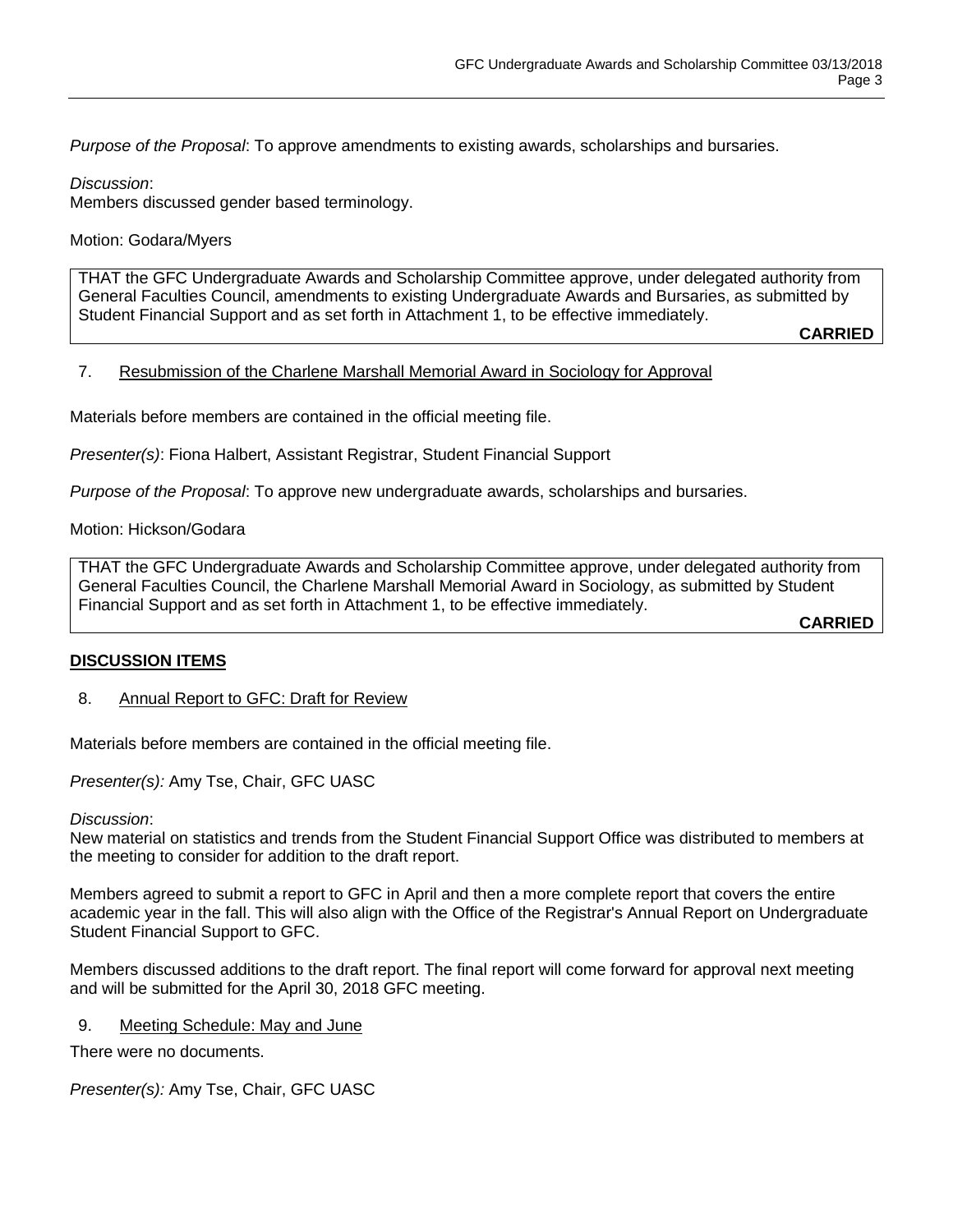*Purpose of the Proposal*: To approve amendments to existing awards, scholarships and bursaries.

*Discussion*:
Members discussed gender based terminology.

Motion: Godara/Myers

> THAT the GFC Undergraduate Awards and Scholarship Committee approve, under delegated authority from General Faculties Council, amendments to existing Undergraduate Awards and Bursaries, as submitted by Student Financial Support and as set forth in Attachment 1, to be effective immediately.
>
> **CARRIED**

7. Resubmission of the Charlene Marshall Memorial Award in Sociology for Approval

Materials before members are contained in the official meeting file.

*Presenter(s)*: Fiona Halbert, Assistant Registrar, Student Financial Support

*Purpose of the Proposal*: To approve new undergraduate awards, scholarships and bursaries.

Motion: Hickson/Godara

> THAT the GFC Undergraduate Awards and Scholarship Committee approve, under delegated authority from General Faculties Council, the Charlene Marshall Memorial Award in Sociology, as submitted by Student Financial Support and as set forth in Attachment 1, to be effective immediately.
>
> **CARRIED**

## DISCUSSION ITEMS

8. Annual Report to GFC: Draft for Review

Materials before members are contained in the official meeting file.

*Presenter(s):* Amy Tse, Chair, GFC UASC

*Discussion*:
New material on statistics and trends from the Student Financial Support Office was distributed to members at the meeting to consider for addition to the draft report.

Members agreed to submit a report to GFC in April and then a more complete report that covers the entire academic year in the fall. This will also align with the Office of the Registrar's Annual Report on Undergraduate Student Financial Support to GFC.

Members discussed additions to the draft report. The final report will come forward for approval next meeting and will be submitted for the April 30, 2018 GFC meeting.

9. Meeting Schedule: May and June

There were no documents.

*Presenter(s):* Amy Tse, Chair, GFC UASC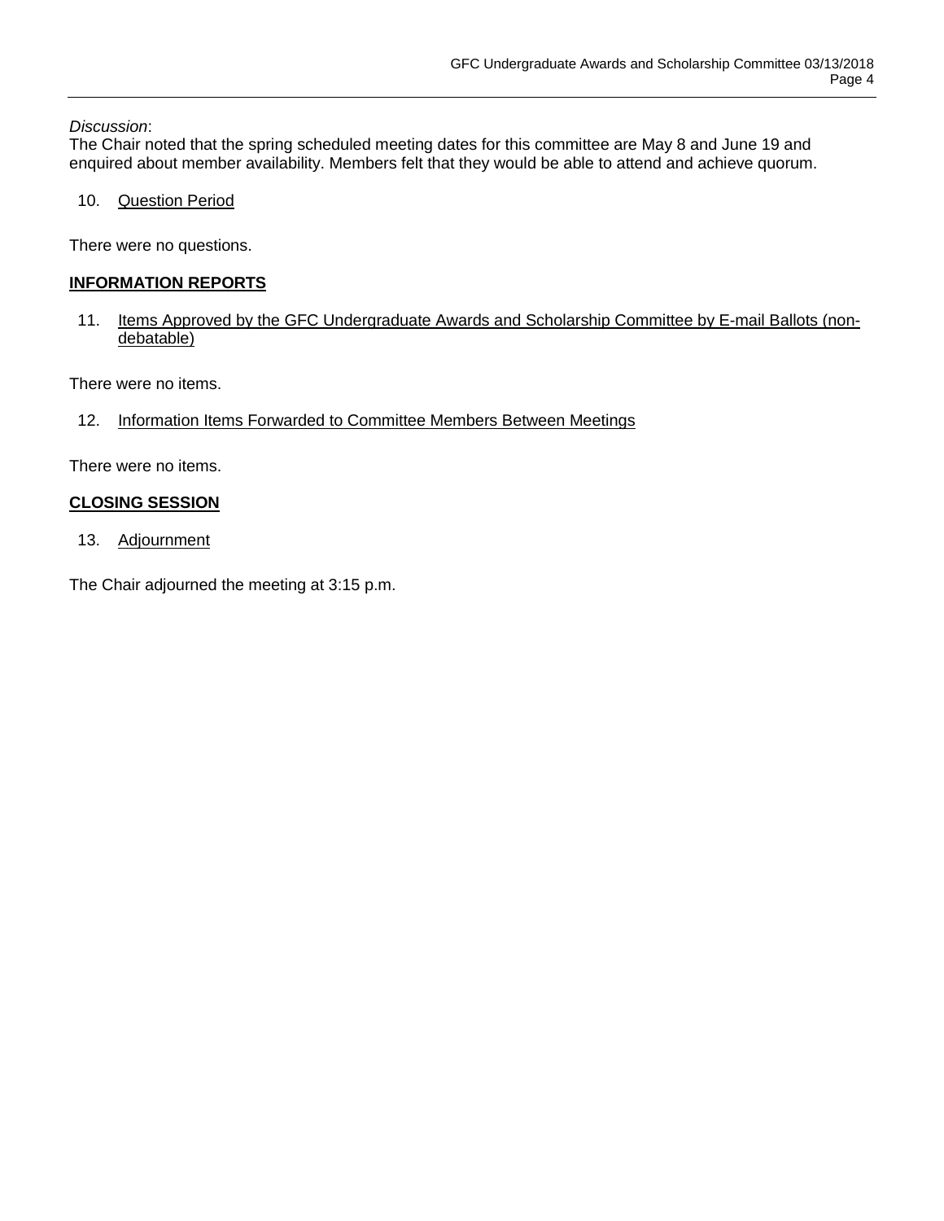*Discussion*:
The Chair noted that the spring scheduled meeting dates for this committee are May 8 and June 19 and enquired about member availability. Members felt that they would be able to attend and achieve quorum.

10. Question Period

There were no questions.

**INFORMATION REPORTS**

11. Items Approved by the GFC Undergraduate Awards and Scholarship Committee by E-mail Ballots (non-debatable)

There were no items.

12. Information Items Forwarded to Committee Members Between Meetings

There were no items.

**CLOSING SESSION**

13. Adjournment

The Chair adjourned the meeting at 3:15 p.m.